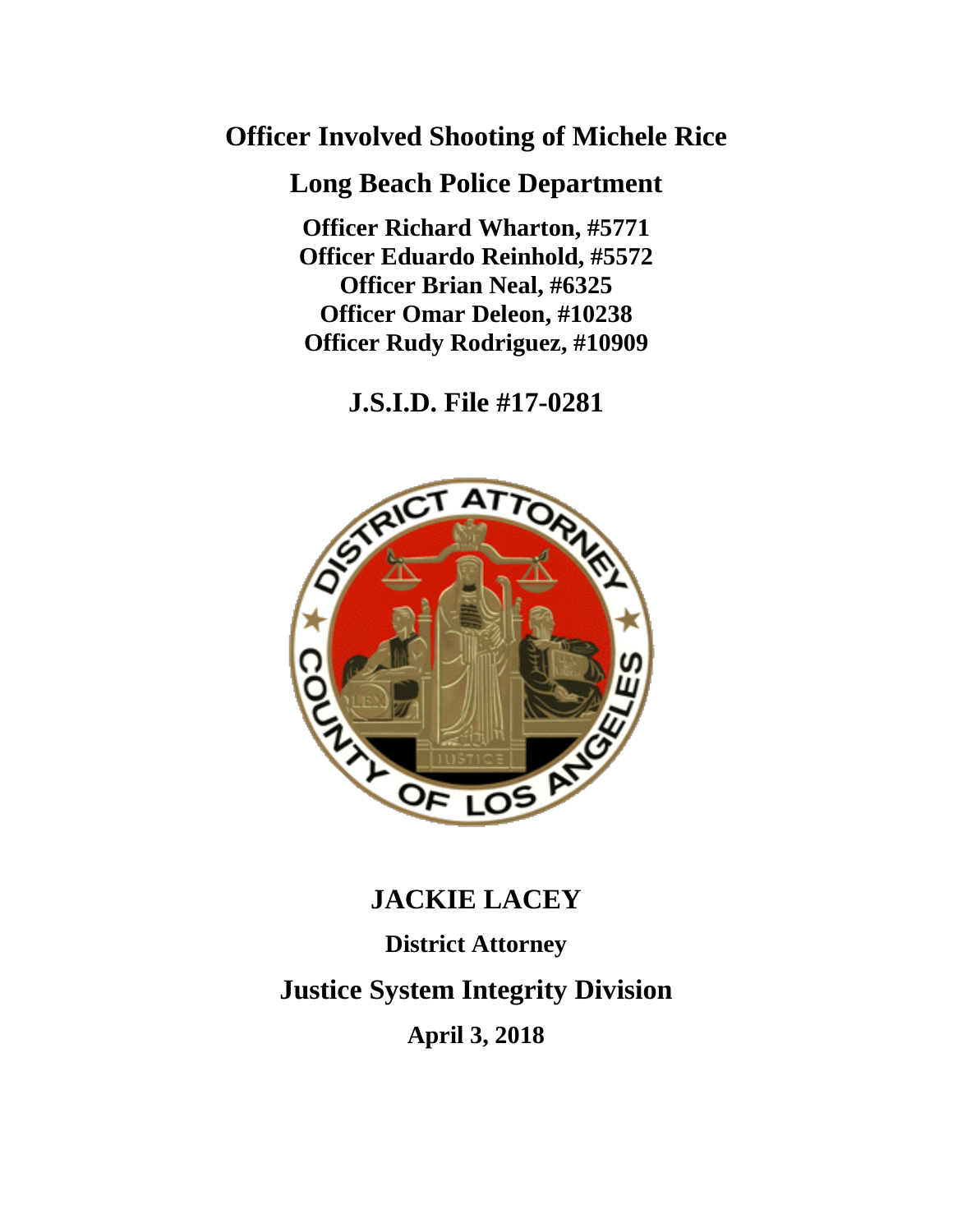# Officer Involved Shooting of Michele Rice

## Long Beach Police Department

**Officer Richard Wharton, #5771**
**Officer Eduardo Reinhold, #5572**
**Officer Brian Neal, #6325**
**Officer Omar Deleon, #10238**
**Officer Rudy Rodriguez, #10909**

## J.S.I.D. File #17-0281

## JACKIE LACEY

**District Attorney**

## Justice System Integrity Division

**April 3, 2018**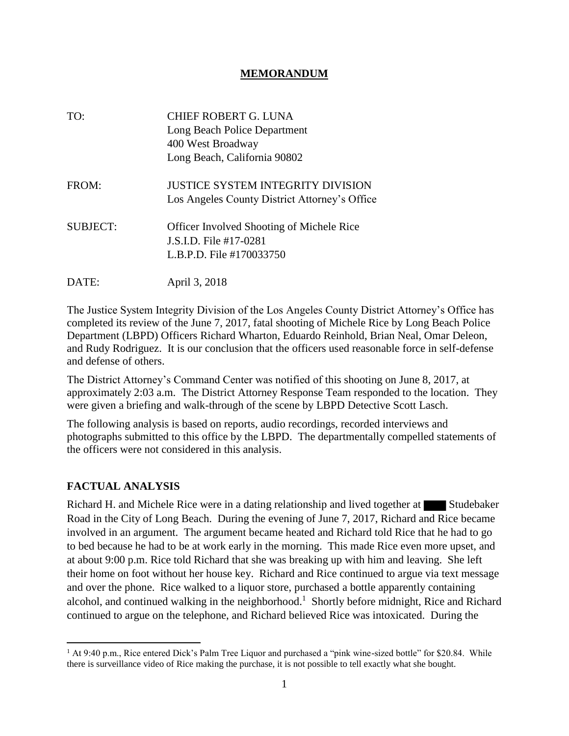# MEMORANDUM

| | |
|---|---|
| TO: | CHIEF ROBERT G. LUNA<br>Long Beach Police Department<br>400 West Broadway<br>Long Beach, California 90802 |
| FROM: | JUSTICE SYSTEM INTEGRITY DIVISION<br>Los Angeles County District Attorney's Office |
| SUBJECT: | Officer Involved Shooting of Michele Rice<br>J.S.I.D. File #17-0281<br>L.B.P.D. File #170033750 |
| DATE: | April 3, 2018 |

The Justice System Integrity Division of the Los Angeles County District Attorney's Office has completed its review of the June 7, 2017, fatal shooting of Michele Rice by Long Beach Police Department (LBPD) Officers Richard Wharton, Eduardo Reinhold, Brian Neal, Omar Deleon, and Rudy Rodriguez. It is our conclusion that the officers used reasonable force in self-defense and defense of others.

The District Attorney's Command Center was notified of this shooting on June 8, 2017, at approximately 2:03 a.m. The District Attorney Response Team responded to the location. They were given a briefing and walk-through of the scene by LBPD Detective Scott Lasch.

The following analysis is based on reports, audio recordings, recorded interviews and photographs submitted to this office by the LBPD. The departmentally compelled statements of the officers were not considered in this analysis.

## FACTUAL ANALYSIS

Richard H. and Michele Rice were in a dating relationship and lived together at ████ Studebaker Road in the City of Long Beach. During the evening of June 7, 2017, Richard and Rice became involved in an argument. The argument became heated and Richard told Rice that he had to go to bed because he had to be at work early in the morning. This made Rice even more upset, and at about 9:00 p.m. Rice told Richard that she was breaking up with him and leaving. She left their home on foot without her house key. Richard and Rice continued to argue via text message and over the phone. Rice walked to a liquor store, purchased a bottle apparently containing alcohol, and continued walking in the neighborhood.[1] Shortly before midnight, Rice and Richard continued to argue on the telephone, and Richard believed Rice was intoxicated. During the

[1] At 9:40 p.m., Rice entered Dick's Palm Tree Liquor and purchased a "pink wine-sized bottle" for $20.84. While there is surveillance video of Rice making the purchase, it is not possible to tell exactly what she bought.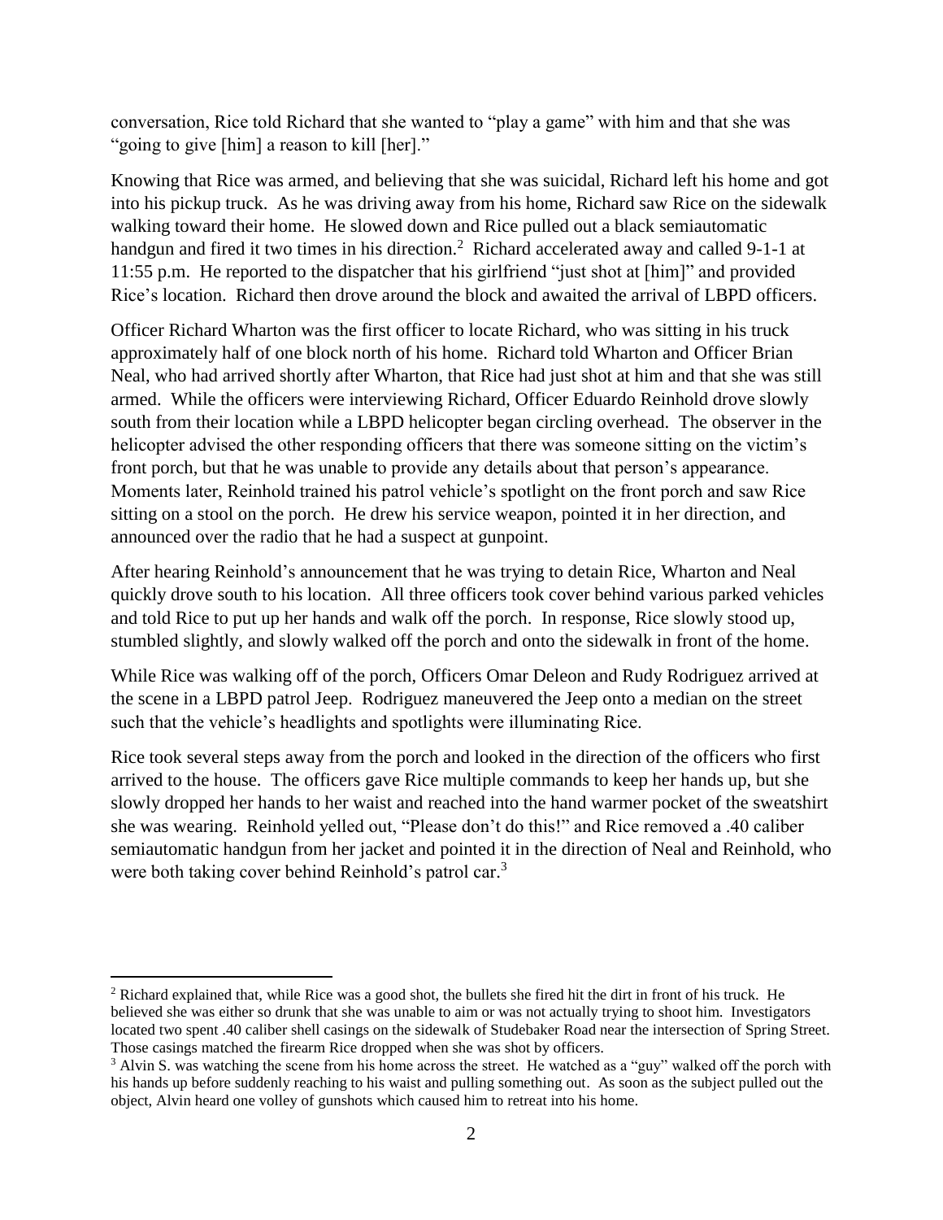conversation, Rice told Richard that she wanted to "play a game" with him and that she was "going to give [him] a reason to kill [her]."

Knowing that Rice was armed, and believing that she was suicidal, Richard left his home and got into his pickup truck. As he was driving away from his home, Richard saw Rice on the sidewalk walking toward their home. He slowed down and Rice pulled out a black semiautomatic handgun and fired it two times in his direction.[2] Richard accelerated away and called 9-1-1 at 11:55 p.m. He reported to the dispatcher that his girlfriend "just shot at [him]" and provided Rice's location. Richard then drove around the block and awaited the arrival of LBPD officers.

Officer Richard Wharton was the first officer to locate Richard, who was sitting in his truck approximately half of one block north of his home. Richard told Wharton and Officer Brian Neal, who had arrived shortly after Wharton, that Rice had just shot at him and that she was still armed. While the officers were interviewing Richard, Officer Eduardo Reinhold drove slowly south from their location while a LBPD helicopter began circling overhead. The observer in the helicopter advised the other responding officers that there was someone sitting on the victim's front porch, but that he was unable to provide any details about that person's appearance. Moments later, Reinhold trained his patrol vehicle's spotlight on the front porch and saw Rice sitting on a stool on the porch. He drew his service weapon, pointed it in her direction, and announced over the radio that he had a suspect at gunpoint.

After hearing Reinhold's announcement that he was trying to detain Rice, Wharton and Neal quickly drove south to his location. All three officers took cover behind various parked vehicles and told Rice to put up her hands and walk off the porch. In response, Rice slowly stood up, stumbled slightly, and slowly walked off the porch and onto the sidewalk in front of the home.

While Rice was walking off of the porch, Officers Omar Deleon and Rudy Rodriguez arrived at the scene in a LBPD patrol Jeep. Rodriguez maneuvered the Jeep onto a median on the street such that the vehicle's headlights and spotlights were illuminating Rice.

Rice took several steps away from the porch and looked in the direction of the officers who first arrived to the house. The officers gave Rice multiple commands to keep her hands up, but she slowly dropped her hands to her waist and reached into the hand warmer pocket of the sweatshirt she was wearing. Reinhold yelled out, "Please don't do this!" and Rice removed a .40 caliber semiautomatic handgun from her jacket and pointed it in the direction of Neal and Reinhold, who were both taking cover behind Reinhold's patrol car.[3]

---

[2] Richard explained that, while Rice was a good shot, the bullets she fired hit the dirt in front of his truck. He believed she was either so drunk that she was unable to aim or was not actually trying to shoot him. Investigators located two spent .40 caliber shell casings on the sidewalk of Studebaker Road near the intersection of Spring Street. Those casings matched the firearm Rice dropped when she was shot by officers.

[3] Alvin S. was watching the scene from his home across the street. He watched as a "guy" walked off the porch with his hands up before suddenly reaching to his waist and pulling something out. As soon as the subject pulled out the object, Alvin heard one volley of gunshots which caused him to retreat into his home.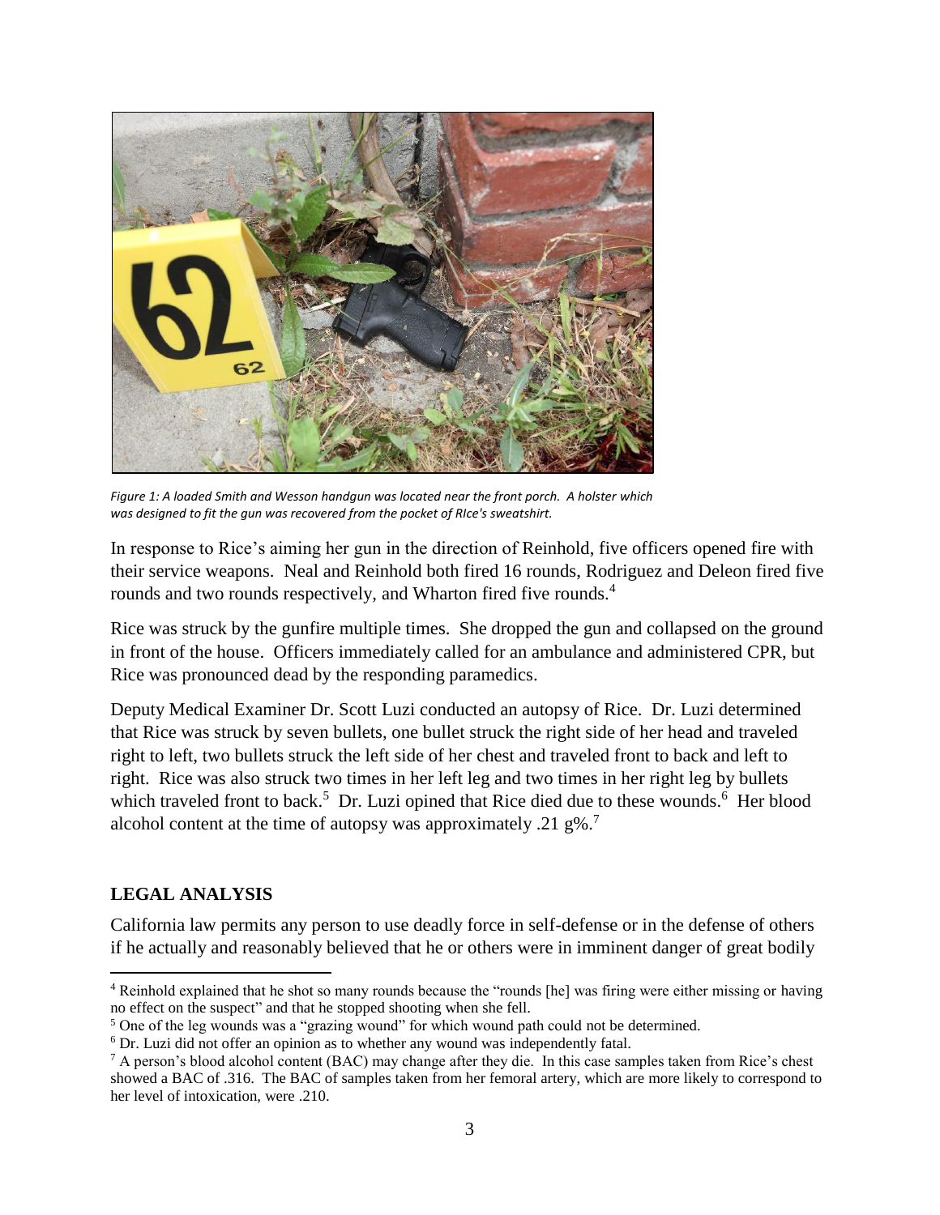*Figure 1: A loaded Smith and Wesson handgun was located near the front porch. A holster which was designed to fit the gun was recovered from the pocket of RIce's sweatshirt.*

In response to Rice's aiming her gun in the direction of Reinhold, five officers opened fire with their service weapons. Neal and Reinhold both fired 16 rounds, Rodriguez and Deleon fired five rounds and two rounds respectively, and Wharton fired five rounds.[4]

Rice was struck by the gunfire multiple times. She dropped the gun and collapsed on the ground in front of the house. Officers immediately called for an ambulance and administered CPR, but Rice was pronounced dead by the responding paramedics.

Deputy Medical Examiner Dr. Scott Luzi conducted an autopsy of Rice. Dr. Luzi determined that Rice was struck by seven bullets, one bullet struck the right side of her head and traveled right to left, two bullets struck the left side of her chest and traveled front to back and left to right. Rice was also struck two times in her left leg and two times in her right leg by bullets which traveled front to back.[5] Dr. Luzi opined that Rice died due to these wounds.[6] Her blood alcohol content at the time of autopsy was approximately .21 g%.[7]

## LEGAL ANALYSIS

California law permits any person to use deadly force in self-defense or in the defense of others if he actually and reasonably believed that he or others were in imminent danger of great bodily

---

[4] Reinhold explained that he shot so many rounds because the "rounds [he] was firing were either missing or having no effect on the suspect" and that he stopped shooting when she fell.

[5] One of the leg wounds was a "grazing wound" for which wound path could not be determined.

[6] Dr. Luzi did not offer an opinion as to whether any wound was independently fatal.

[7] A person's blood alcohol content (BAC) may change after they die. In this case samples taken from Rice's chest showed a BAC of .316. The BAC of samples taken from her femoral artery, which are more likely to correspond to her level of intoxication, were .210.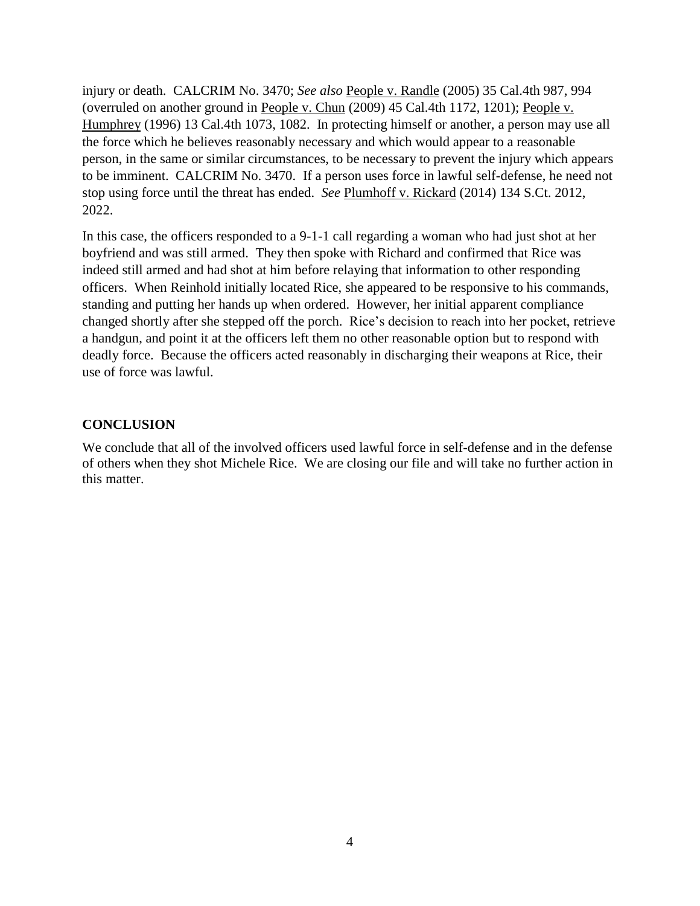injury or death. CALCRIM No. 3470; *See also* People v. Randle (2005) 35 Cal.4th 987, 994 (overruled on another ground in People v. Chun (2009) 45 Cal.4th 1172, 1201); People v. Humphrey (1996) 13 Cal.4th 1073, 1082. In protecting himself or another, a person may use all the force which he believes reasonably necessary and which would appear to a reasonable person, in the same or similar circumstances, to be necessary to prevent the injury which appears to be imminent. CALCRIM No. 3470. If a person uses force in lawful self-defense, he need not stop using force until the threat has ended. *See* Plumhoff v. Rickard (2014) 134 S.Ct. 2012, 2022.

In this case, the officers responded to a 9-1-1 call regarding a woman who had just shot at her boyfriend and was still armed. They then spoke with Richard and confirmed that Rice was indeed still armed and had shot at him before relaying that information to other responding officers. When Reinhold initially located Rice, she appeared to be responsive to his commands, standing and putting her hands up when ordered. However, her initial apparent compliance changed shortly after she stepped off the porch. Rice's decision to reach into her pocket, retrieve a handgun, and point it at the officers left them no other reasonable option but to respond with deadly force. Because the officers acted reasonably in discharging their weapons at Rice, their use of force was lawful.

## CONCLUSION

We conclude that all of the involved officers used lawful force in self-defense and in the defense of others when they shot Michele Rice. We are closing our file and will take no further action in this matter.